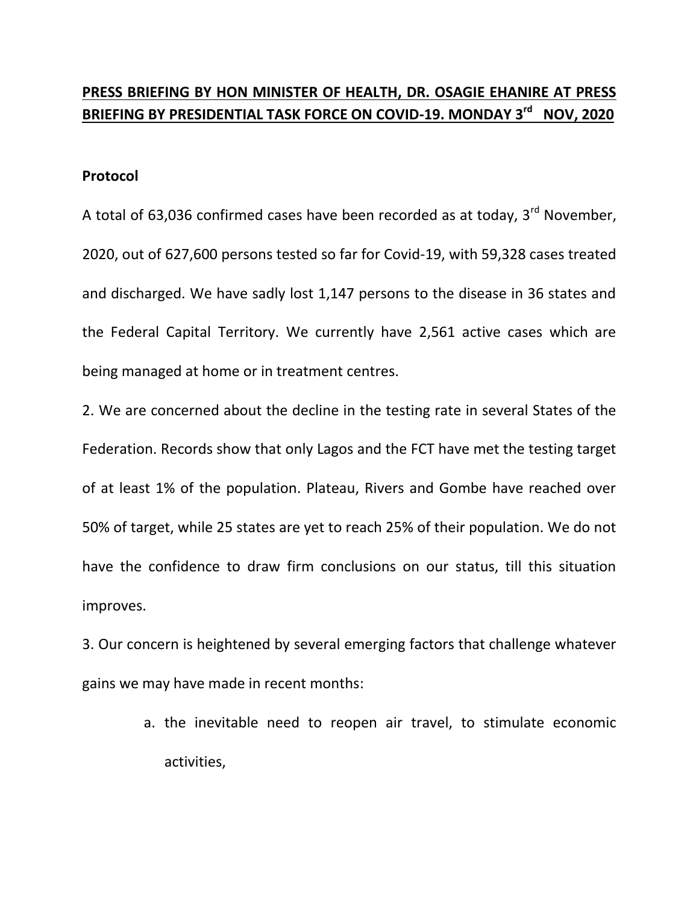**PRESS BRIEFING BY HON MINISTER OF HEALTH, DR. OSAGIE EHANIRE AT PRESS BRIEFING BY PRESIDENTIAL TASK FORCE ON COVID-19. MONDAY 3rd NOV, 2020**

**Protocol**

A total of 63,036 confirmed cases have been recorded as at today, 3rd November, 2020, out of 627,600 persons tested so far for Covid-19, with 59,328 cases treated and discharged. We have sadly lost 1,147 persons to the disease in 36 states and the Federal Capital Territory. We currently have 2,561 active cases which are being managed at home or in treatment centres.

2. We are concerned about the decline in the testing rate in several States of the Federation. Records show that only Lagos and the FCT have met the testing target of at least 1% of the population. Plateau, Rivers and Gombe have reached over 50% of target, while 25 states are yet to reach 25% of their population. We do not have the confidence to draw firm conclusions on our status, till this situation improves.

3. Our concern is heightened by several emerging factors that challenge whatever gains we may have made in recent months:

a. the inevitable need to reopen air travel, to stimulate economic activities,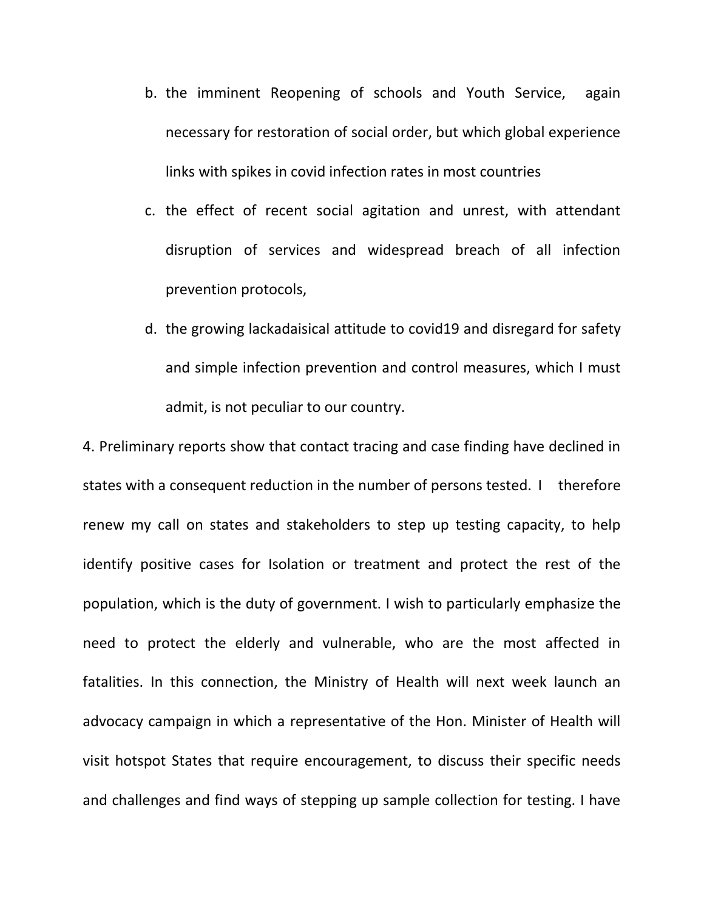b. the imminent Reopening of schools and Youth Service, again necessary for restoration of social order, but which global experience links with spikes in covid infection rates in most countries

c. the effect of recent social agitation and unrest, with attendant disruption of services and widespread breach of all infection prevention protocols,

d. the growing lackadaisical attitude to covid19 and disregard for safety and simple infection prevention and control measures, which I must admit, is not peculiar to our country.

4. Preliminary reports show that contact tracing and case finding have declined in states with a consequent reduction in the number of persons tested. I therefore renew my call on states and stakeholders to step up testing capacity, to help identify positive cases for Isolation or treatment and protect the rest of the population, which is the duty of government. I wish to particularly emphasize the need to protect the elderly and vulnerable, who are the most affected in fatalities. In this connection, the Ministry of Health will next week launch an advocacy campaign in which a representative of the Hon. Minister of Health will visit hotspot States that require encouragement, to discuss their specific needs and challenges and find ways of stepping up sample collection for testing. I have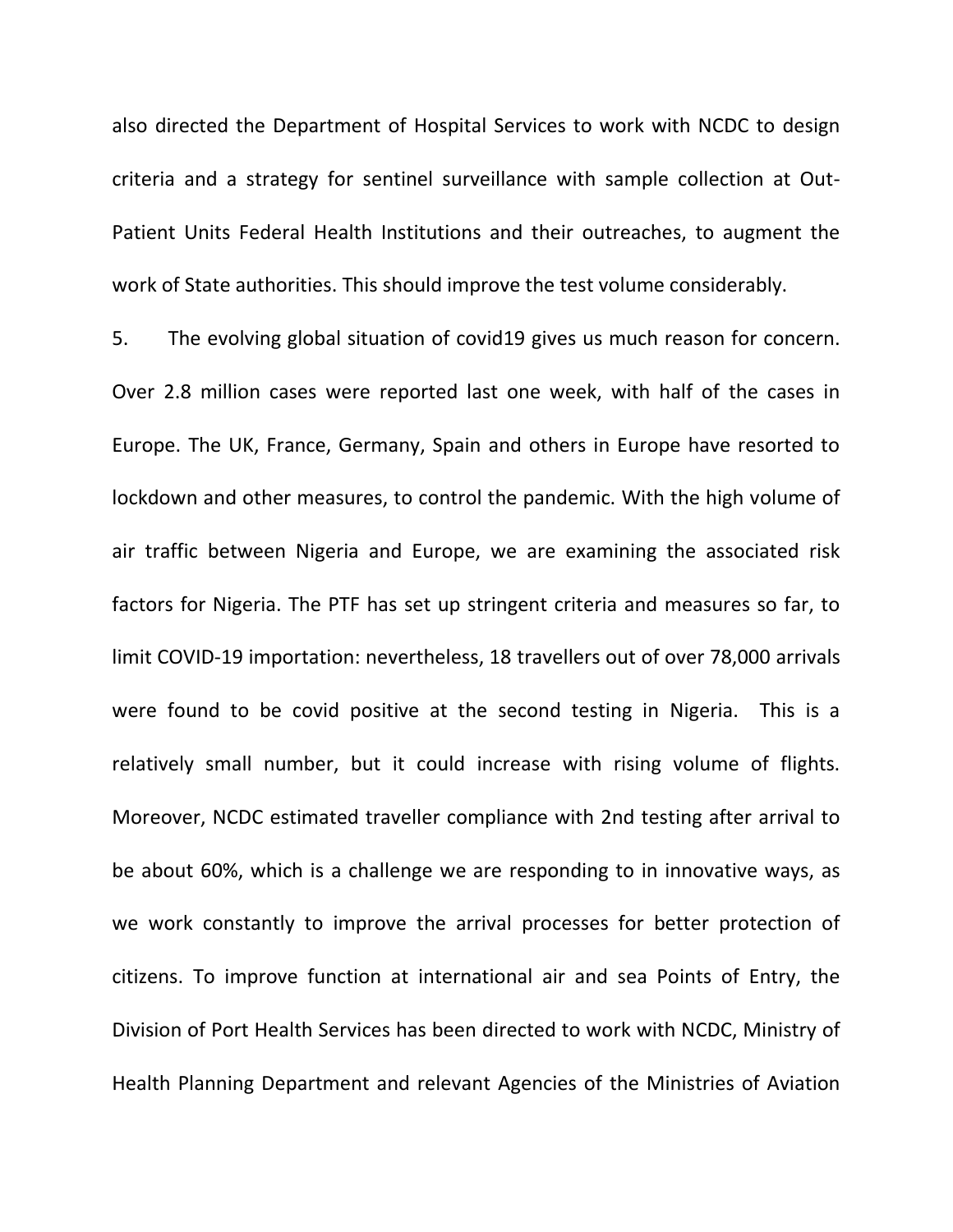also directed the Department of Hospital Services to work with NCDC to design criteria and a strategy for sentinel surveillance with sample collection at Out-Patient Units Federal Health Institutions and their outreaches, to augment the work of State authorities. This should improve the test volume considerably.

5. The evolving global situation of covid19 gives us much reason for concern. Over 2.8 million cases were reported last one week, with half of the cases in Europe. The UK, France, Germany, Spain and others in Europe have resorted to lockdown and other measures, to control the pandemic. With the high volume of air traffic between Nigeria and Europe, we are examining the associated risk factors for Nigeria. The PTF has set up stringent criteria and measures so far, to limit COVID-19 importation: nevertheless, 18 travellers out of over 78,000 arrivals were found to be covid positive at the second testing in Nigeria. This is a relatively small number, but it could increase with rising volume of flights. Moreover, NCDC estimated traveller compliance with 2nd testing after arrival to be about 60%, which is a challenge we are responding to in innovative ways, as we work constantly to improve the arrival processes for better protection of citizens. To improve function at international air and sea Points of Entry, the Division of Port Health Services has been directed to work with NCDC, Ministry of Health Planning Department and relevant Agencies of the Ministries of Aviation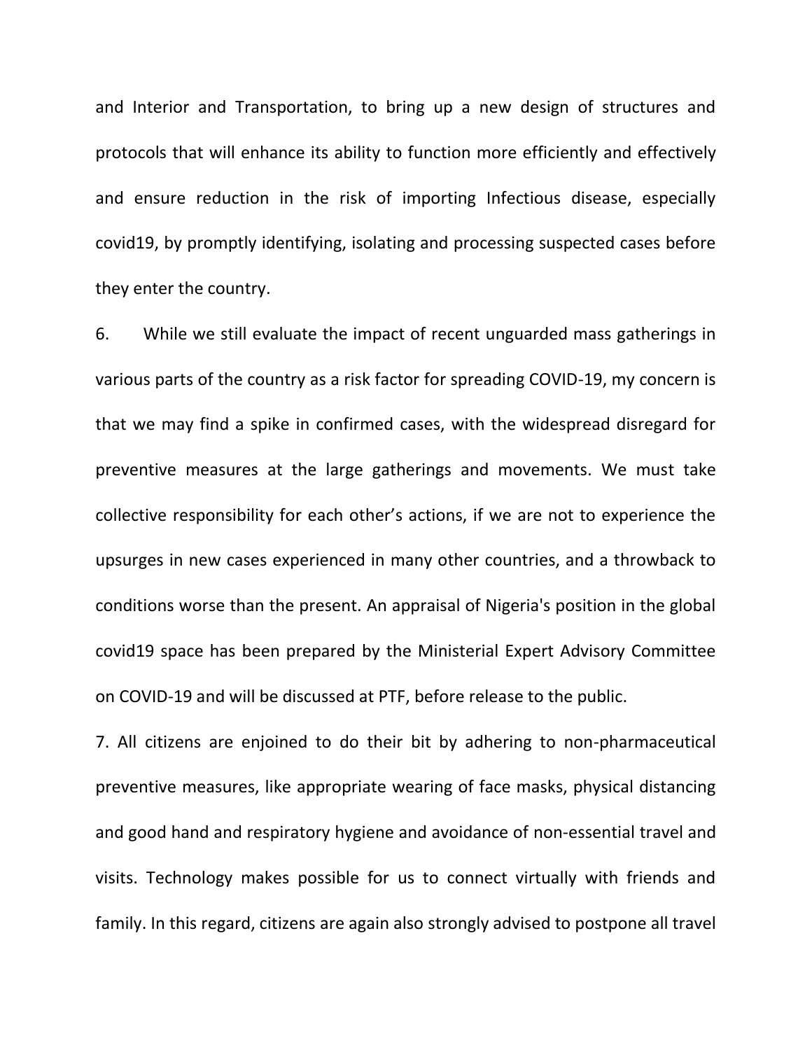and Interior and Transportation, to bring up a new design of structures and protocols that will enhance its ability to function more efficiently and effectively and ensure reduction in the risk of importing Infectious disease, especially covid19, by promptly identifying, isolating and processing suspected cases before they enter the country.

6. While we still evaluate the impact of recent unguarded mass gatherings in various parts of the country as a risk factor for spreading COVID-19, my concern is that we may find a spike in confirmed cases, with the widespread disregard for preventive measures at the large gatherings and movements. We must take collective responsibility for each other's actions, if we are not to experience the upsurges in new cases experienced in many other countries, and a throwback to conditions worse than the present. An appraisal of Nigeria's position in the global covid19 space has been prepared by the Ministerial Expert Advisory Committee on COVID-19 and will be discussed at PTF, before release to the public.

7. All citizens are enjoined to do their bit by adhering to non-pharmaceutical preventive measures, like appropriate wearing of face masks, physical distancing and good hand and respiratory hygiene and avoidance of non-essential travel and visits. Technology makes possible for us to connect virtually with friends and family. In this regard, citizens are again also strongly advised to postpone all travel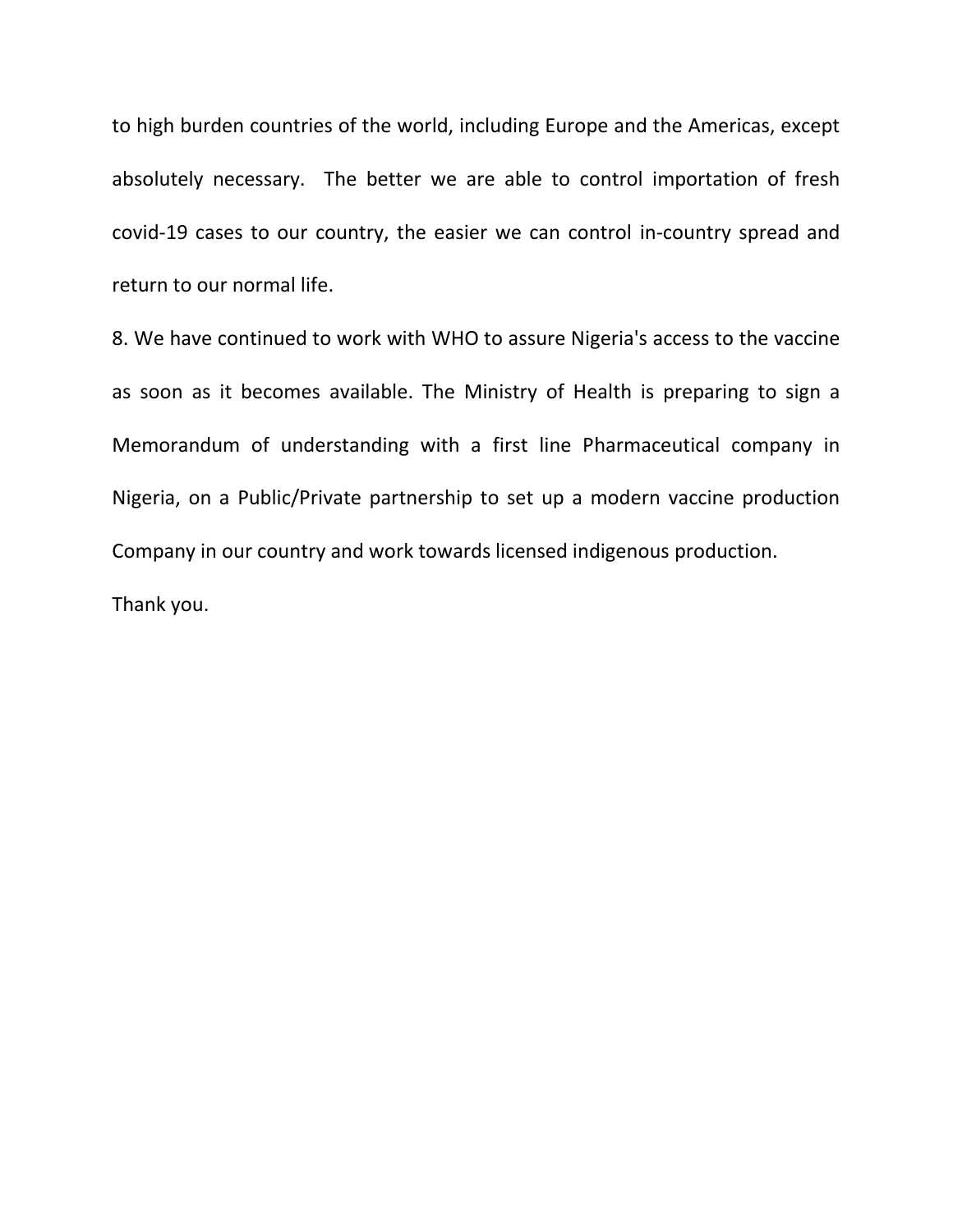to high burden countries of the world, including Europe and the Americas, except absolutely necessary.  The better we are able to control importation of fresh covid-19 cases to our country, the easier we can control in-country spread and return to our normal life.

8. We have continued to work with WHO to assure Nigeria's access to the vaccine as soon as it becomes available. The Ministry of Health is preparing to sign a Memorandum of understanding with a first line Pharmaceutical company in Nigeria, on a Public/Private partnership to set up a modern vaccine production Company in our country and work towards licensed indigenous production.

Thank you.